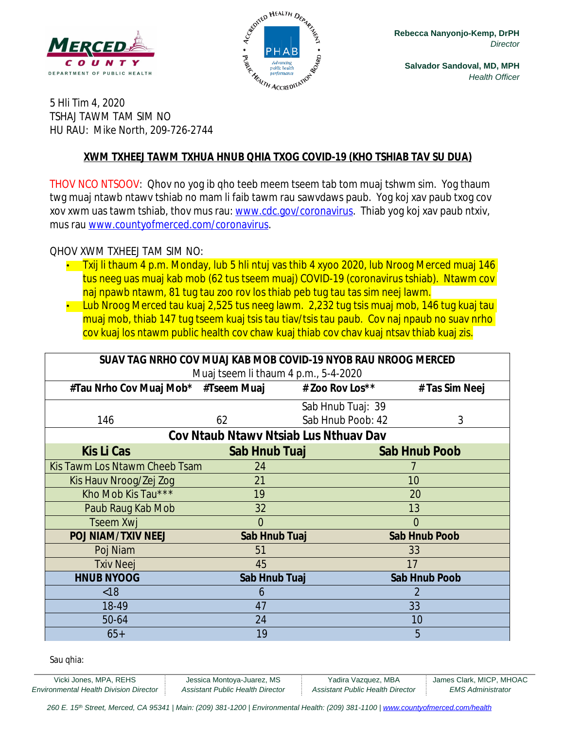Rebecca Nanyonjo-Kemp, DrPH
*Director*

Salvador Sandoval, MD, MPH
*Health Officer*

5 Hli Tim 4, 2020
TSHAJ TAWM TAM SIM NO
HU RAU: Mike North, 209-726-2744

## XWM TXHEEJ TAWM TXHUA HNUB QHIA TXOG COVID-19 (KHO TSHIAB TAV SU DUA)

THOV NCO NTSOOV: Qhov no yog ib qho teeb meem tseem tab tom muaj tshwm sim. Yog thaum twg muaj ntawb ntawv tshiab no mam li faib tawm rau sawvdaws paub. Yog koj xav paub txog cov xov xwm uas tawm tshiab, thov mus rau: www.cdc.gov/coronavirus. Thiab yog koj xav paub ntxiv, mus rau www.countyofmerced.com/coronavirus.

QHOV XWM TXHEEJ TAM SIM NO:

- Txij li thaum 4 p.m. Monday, lub 5 hli ntuj vas thib 4 xyoo 2020, lub Nroog Merced muaj 146 tus neeg uas muaj kab mob (62 tus tseem muaj) COVID-19 (coronavirus tshiab). Ntawm cov naj npawb ntawm, 81 tug tau zoo rov los thiab peb tug tau tas sim neej lawm.
- Lub Nroog Merced tau kuaj 2,525 tus neeg lawm. 2,232 tug tsis muaj mob, 146 tug kuaj tau muaj mob, thiab 147 tug tseem kuaj tsis tau tiav/tsis tau paub. Cov naj npaub no suav nrho cov kuaj los ntawm public health cov chaw kuaj thiab cov chav kuaj ntsav thiab kuaj zis.

| SUAV TAG NRHO COV MUAJ KAB MOB COVID-19 NYOB RAU NROOG MERCED<br>Muaj tseem li thaum 4 p.m., 5-4-2020 | | | |
|---|---|---|---|
| **#Tau Nrho Cov Muaj Mob*** | **#Tseem Muaj** | **# Zoo Rov Los**** | **# Tas Sim Neej** |
| 146 | 62 | Sab Hnub Tuaj: 39<br>Sab Hnub Poob: 42 | 3 |

| Cov Ntaub Ntawv Ntsiab Lus Nthuav Dav | | |
|---|---|---|
| **Kis Li Cas** | **Sab Hnub Tuaj** | **Sab Hnub Poob** |
| Kis Tawm Los Ntawm Cheeb Tsam | 24 | 7 |
| Kis Hauv Nroog/Zej Zog | 21 | 10 |
| Kho Mob Kis Tau*** | 19 | 20 |
| Paub Raug Kab Mob | 32 | 13 |
| Tseem Xwj | 0 | 0 |
| **POJ NIAM/TXIV NEEJ** | **Sab Hnub Tuaj** | **Sab Hnub Poob** |
| Poj Niam | 51 | 33 |
| Txiv Neej | 45 | 17 |
| **HNUB NYOOG** | **Sab Hnub Tuaj** | **Sab Hnub Poob** |
| <18 | 6 | 2 |
| 18-49 | 47 | 33 |
| 50-64 | 24 | 10 |
| 65+ | 19 | 5 |

Sau qhia:

Vicki Jones, MPA, REHS — *Environmental Health Division Director* | Jessica Montoya-Juarez, MS — *Assistant Public Health Director* | Yadira Vazquez, MBA — *Assistant Public Health Director* | James Clark, MICP, MHOAC — *EMS Administrator*

*260 E. 15th Street, Merced, CA 95341 | Main: (209) 381-1200 | Environmental Health: (209) 381-1100 | www.countyofmerced.com/health*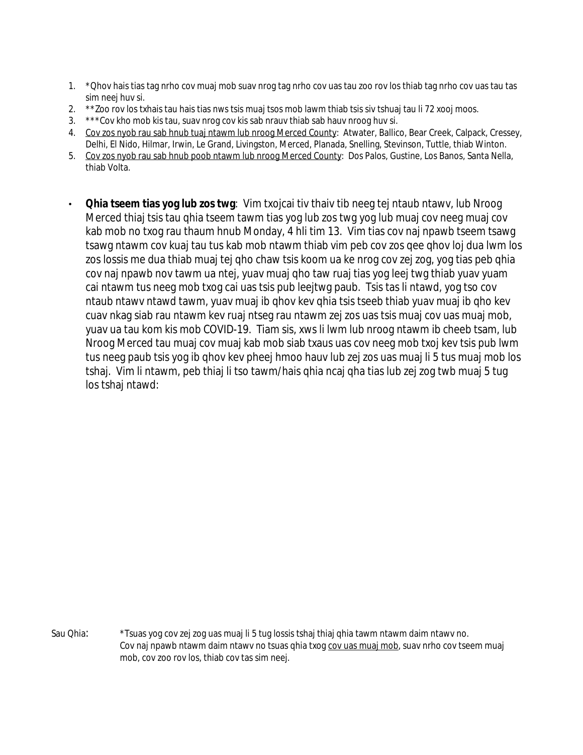1. *Qhov hais tias tag nrho cov muaj mob suav nrog tag nrho cov uas tau zoo rov los thiab tag nrho cov uas tau tas sim neej huv si.
2. **Zoo rov los txhais tau hais tias nws tsis muaj tsos mob lawm thiab tsis siv tshuaj tau li 72 xooj moos.
3. ***Cov kho mob kis tau, suav nrog cov kis sab nrauv thiab sab hauv nroog huv si.
4. Cov zos nyob rau sab hnub tuaj ntawm lub nroog Merced County: Atwater, Ballico, Bear Creek, Calpack, Cressey, Delhi, El Nido, Hilmar, Irwin, Le Grand, Livingston, Merced, Planada, Snelling, Stevinson, Tuttle, thiab Winton.
5. Cov zos nyob rau sab hnub poob ntawm lub nroog Merced County: Dos Palos, Gustine, Los Banos, Santa Nella, thiab Volta.

- **Qhia tseem tias yog lub zos twg**: Vim txojcai tiv thaiv tib neeg tej ntaub ntawv, lub Nroog Merced thiaj tsis tau qhia tseem tawm tias yog lub zos twg yog lub muaj cov neeg muaj cov kab mob no txog rau thaum hnub Monday, 4 hli tim 13. Vim tias cov naj npawb tseem tsawg tsawg ntawm cov kuaj tau tus kab mob ntawm thiab vim peb cov zos qee qhov loj dua lwm los zos lossis me dua thiab muaj tej qho chaw tsis koom ua ke nrog cov zej zog, yog tias peb qhia cov naj npawb nov tawm ua ntej, yuav muaj qho taw ruaj tias yog leej twg thiab yuav yuam cai ntawm tus neeg mob txog cai uas tsis pub leejtwg paub. Tsis tas li ntawd, yog tso cov ntaub ntawv ntawd tawm, yuav muaj ib qhov kev qhia tsis tseeb thiab yuav muaj ib qho kev cuav nkag siab rau ntawm kev ruaj ntseg rau ntawm zej zos uas tsis muaj cov uas muaj mob, yuav ua tau kom kis mob COVID-19. Tiam sis, xws li lwm lub nroog ntawm ib cheeb tsam, lub Nroog Merced tau muaj cov muaj kab mob siab txaus uas cov neeg mob txoj kev tsis pub lwm tus neeg paub tsis yog ib qhov kev pheej hmoo hauv lub zej zos uas muaj li 5 tus muaj mob los tshaj. Vim li ntawm, peb thiaj li tso tawm/hais qhia ncaj qha tias lub zej zog twb muaj 5 tug los tshaj ntawd:

Sau Qhia: *Tsuas yog cov zej zog uas muaj li 5 tug lossis tshaj thiaj qhia tawm ntawm daim ntawv no. Cov naj npawb ntawm daim ntawv no tsuas qhia txog cov uas muaj mob, suav nrho cov tseem muaj mob, cov zoo rov los, thiab cov tas sim neej.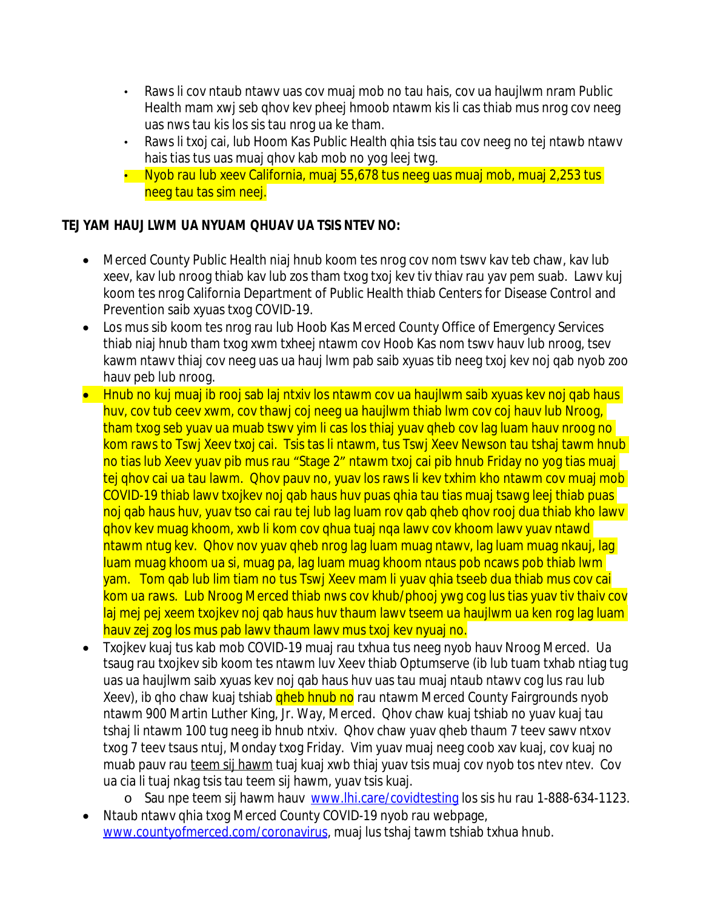- Raws li cov ntaub ntawv uas cov muaj mob no tau hais, cov ua haujlwm nram Public Health mam xwj seb qhov kev pheej hmoob ntawm kis li cas thiab mus nrog cov neeg uas nws tau kis los sis tau nrog ua ke tham.
- Raws li txoj cai, lub Hoom Kas Public Health qhia tsis tau cov neeg no tej ntawb ntawv hais tias tus uas muaj qhov kab mob no yog leej twg.
- Nyob rau lub xeev California, muaj 55,678 tus neeg uas muaj mob, muaj 2,253 tus neeg tau tas sim neej.

**TEJ YAM HAUJ LWM UA NYUAM QHUAV UA TSIS NTEV NO:**

- Merced County Public Health niaj hnub koom tes nrog cov nom tswv kav teb chaw, kav lub xeev, kav lub nroog thiab kav lub zos tham txog txoj kev tiv thiav rau yav pem suab. Lawv kuj koom tes nrog California Department of Public Health thiab Centers for Disease Control and Prevention saib xyuas txog COVID-19.
- Los mus sib koom tes nrog rau lub Hoob Kas Merced County Office of Emergency Services thiab niaj hnub tham txog xwm txheej ntawm cov Hoob Kas nom tswv hauv lub nroog, tsev kawm ntawv thiaj cov neeg uas ua hauj lwm pab saib xyuas tib neeg txoj kev noj qab nyob zoo hauv peb lub nroog.
- Hnub no kuj muaj ib rooj sab laj ntxiv los ntawm cov ua haujlwm saib xyuas kev noj qab haus huv, cov tub ceev xwm, cov thawj coj neeg ua haujlwm thiab lwm cov coj hauv lub Nroog, tham txog seb yuav ua muab tswv yim li cas los thiaj yuav qheb cov lag luam hauv nroog no kom raws to Tswj Xeev txoj cai. Tsis tas li ntawm, tus Tswj Xeev Newson tau tshaj tawm hnub no tias lub Xeev yuav pib mus rau "Stage 2" ntawm txoj cai pib hnub Friday no yog tias muaj tej qhov cai ua tau lawm. Qhov pauv no, yuav los raws li kev txhim kho ntawm cov muaj mob COVID-19 thiab lawv txojkev noj qab haus huv puas qhia tau tias muaj tsawg leej thiab puas noj qab haus huv, yuav tso cai rau tej lub lag luam rov qab qheb qhov rooj dua thiab kho lawv qhov kev muag khoom, xwb li kom cov qhua tuaj nqa lawv cov khoom lawv yuav ntawd ntawm ntug kev. Qhov nov yuav qheb nrog lag luam muag ntawv, lag luam muag nkauj, lag luam muag khoom ua si, muag pa, lag luam muag khoom ntaus pob ncaws pob thiab lwm yam. Tom qab lub lim tiam no tus Tswj Xeev mam li yuav qhia tseeb dua thiab mus cov cai kom ua raws. Lub Nroog Merced thiab nws cov khub/phooj ywg cog lus tias yuav tiv thaiv cov laj mej pej xeem txojkev noj qab haus huv thaum lawv tseem ua haujlwm ua ken rog lag luam hauv zej zog los mus pab lawv thaum lawv mus txoj kev nyuaj no.
- Txojkev kuaj tus kab mob COVID-19 muaj rau txhua tus neeg nyob hauv Nroog Merced. Ua tsaug rau txojkev sib koom tes ntawm luv Xeev thiab Optumserve (ib lub tuam txhab ntiag tug uas ua haujlwm saib xyuas kev noj qab haus huv uas tau muaj ntaub ntawv cog lus rau lub Xeev), ib qho chaw kuaj tshiab qheb hnub no rau ntawm Merced County Fairgrounds nyob ntawm 900 Martin Luther King, Jr. Way, Merced. Qhov chaw kuaj tshiab no yuav kuaj tau tshaj li ntawm 100 tug neeg ib hnub ntxiv. Qhov chaw yuav qheb thaum 7 teev sawv ntxov txog 7 teev tsaus ntuj, Monday txog Friday. Vim yuav muaj neeg coob xav kuaj, cov kuaj no muab pauv rau teem sij hawm tuaj kuaj xwb thiaj yuav tsis muaj cov nyob tos ntev ntev. Cov ua cia li tuaj nkag tsis tau teem sij hawm, yuav tsis kuaj.
  - Sau npe teem sij hawm hauv www.lhi.care/covidtesting los sis hu rau 1-888-634-1123.
- Ntaub ntawv qhia txog Merced County COVID-19 nyob rau webpage, www.countyofmerced.com/coronavirus, muaj lus tshaj tawm tshiab txhua hnub.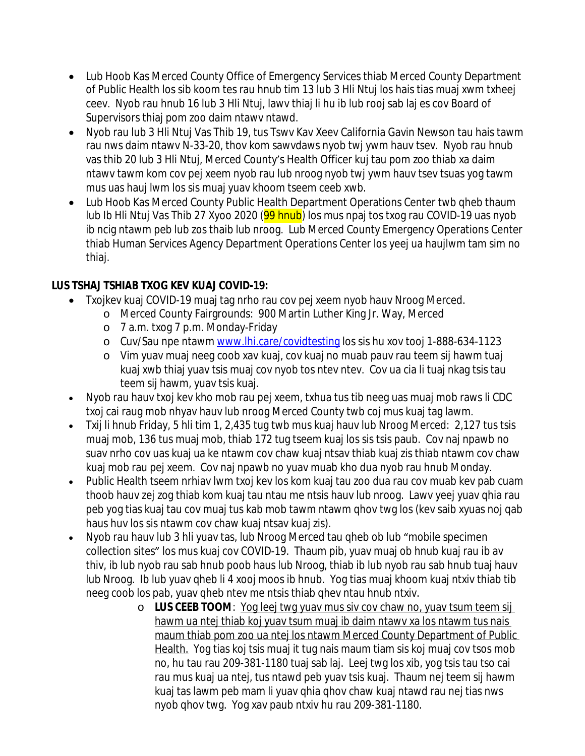- Lub Hoob Kas Merced County Office of Emergency Services thiab Merced County Department of Public Health los sib koom tes rau hnub tim 13 lub 3 Hli Ntuj los hais tias muaj xwm txheej ceev. Nyob rau hnub 16 lub 3 Hli Ntuj, lawv thiaj li hu ib lub rooj sab laj es cov Board of Supervisors thiaj pom zoo daim ntawv ntawd.
- Nyob rau lub 3 Hli Ntuj Vas Thib 19, tus Tswv Kav Xeev California Gavin Newson tau hais tawm rau nws daim ntawv N-33-20, thov kom sawvdaws nyob twj ywm hauv tsev. Nyob rau hnub vas thib 20 lub 3 Hli Ntuj, Merced County's Health Officer kuj tau pom zoo thiab xa daim ntawv tawm kom cov pej xeem nyob rau lub nroog nyob twj ywm hauv tsev tsuas yog tawm mus uas hauj lwm los sis muaj yuav khoom tseem ceeb xwb.
- Lub Hoob Kas Merced County Public Health Department Operations Center twb qheb thaum lub Ib Hli Ntuj Vas Thib 27 Xyoo 2020 (99 hnub) los mus npaj tos txog rau COVID-19 uas nyob ib ncig ntawm peb lub zos thaib lub nroog. Lub Merced County Emergency Operations Center thiab Human Services Agency Department Operations Center los yeej ua haujlwm tam sim no thiaj.

**LUS TSHAJ TSHIAB TXOG KEV KUAJ COVID-19:**

- Txojkev kuaj COVID-19 muaj tag nrho rau cov pej xeem nyob hauv Nroog Merced.
  - Merced County Fairgrounds: 900 Martin Luther King Jr. Way, Merced
  - 7 a.m. txog 7 p.m. Monday-Friday
  - Cuv/Sau npe ntawm www.lhi.care/covidtesting los sis hu xov tooj 1-888-634-1123
  - Vim yuav muaj neeg coob xav kuaj, cov kuaj no muab pauv rau teem sij hawm tuaj kuaj xwb thiaj yuav tsis muaj cov nyob tos ntev ntev. Cov ua cia li tuaj nkag tsis tau teem sij hawm, yuav tsis kuaj.
- Nyob rau hauv txoj kev kho mob rau pej xeem, txhua tus tib neeg uas muaj mob raws li CDC txoj cai raug mob nhyav hauv lub nroog Merced County twb coj mus kuaj tag lawm.
- Txij li hnub Friday, 5 hli tim 1, 2,435 tug twb mus kuaj hauv lub Nroog Merced: 2,127 tus tsis muaj mob, 136 tus muaj mob, thiab 172 tug tseem kuaj los sis tsis paub. Cov naj npawb no suav nrho cov uas kuaj ua ke ntawm cov chaw kuaj ntsav thiab kuaj zis thiab ntawm cov chaw kuaj mob rau pej xeem. Cov naj npawb no yuav muab kho dua nyob rau hnub Monday.
- Public Health tseem nrhiav lwm txoj kev los kom kuaj tau zoo dua rau cov muab kev pab cuam thoob hauv zej zog thiab kom kuaj tau ntau me ntsis hauv lub nroog. Lawv yeej yuav qhia rau peb yog tias kuaj tau cov muaj tus kab mob tawm ntawm qhov twg los (kev saib xyuas noj qab haus huv los sis ntawm cov chaw kuaj ntsav kuaj zis).
- Nyob rau hauv lub 3 hli yuav tas, lub Nroog Merced tau qheb ob lub "mobile specimen collection sites" los mus kuaj cov COVID-19. Thaum pib, yuav muaj ob hnub kuaj rau ib av thiv, ib lub nyob rau sab hnub poob haus lub Nroog, thiab ib lub nyob rau sab hnub tuaj hauv lub Nroog. Ib lub yuav qheb li 4 xooj moos ib hnub. Yog tias muaj khoom kuaj ntxiv thiab tib neeg coob los pab, yuav qheb ntev me ntsis thiab qhev ntau hnub ntxiv.
  - **LUS CEEB TOOM**: <u>Yog leej twg yuav mus siv cov chaw no, yuav tsum teem sij hawm ua ntej thiab koj yuav tsum muaj ib daim ntawv xa los ntawm tus nais maum thiab pom zoo ua ntej los ntawm Merced County Department of Public Health.</u> Yog tias koj tsis muaj it tug nais maum tiam sis koj muaj cov tsos mob no, hu tau rau 209-381-1180 tuaj sab laj. Leej twg los xib, yog tsis tau tso cai rau mus kuaj ua ntej, tus ntawd peb yuav tsis kuaj. Thaum nej teem sij hawm kuaj tas lawm peb mam li yuav qhia qhov chaw kuaj ntawd rau nej tias nws nyob qhov twg. Yog xav paub ntxiv hu rau 209-381-1180.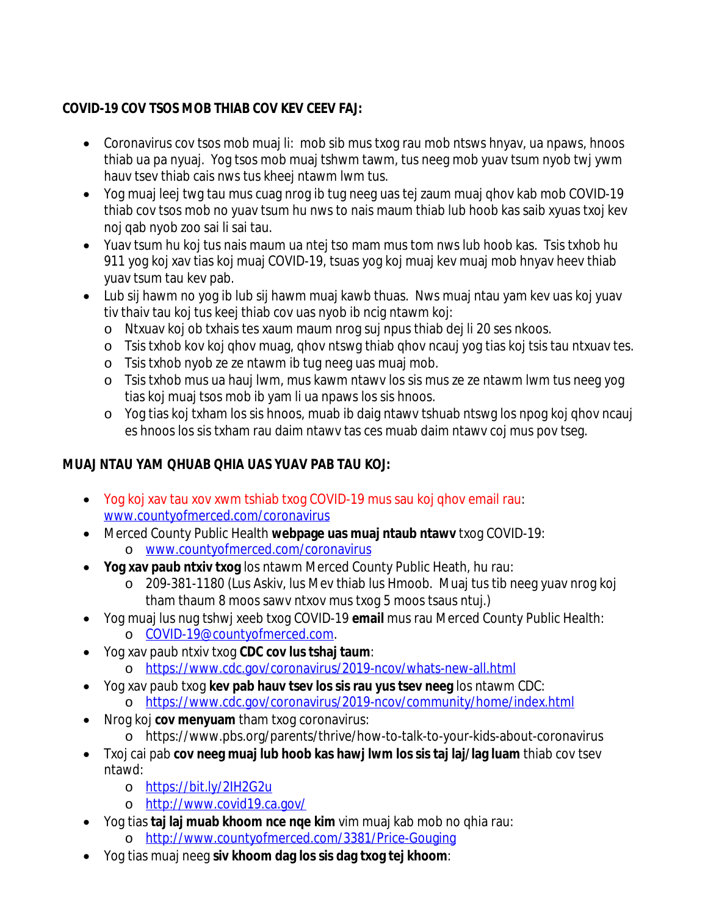**COVID-19 COV TSOS MOB THIAB COV KEV CEEV FAJ:**

- Coronavirus cov tsos mob muaj li: mob sib mus txog rau mob ntsws hnyav, ua npaws, hnoos thiab ua pa nyuaj. Yog tsos mob muaj tshwm tawm, tus neeg mob yuav tsum nyob twj ywm hauv tsev thiab cais nws tus kheej ntawm lwm tus.
- Yog muaj leej twg tau mus cuag nrog ib tug neeg uas tej zaum muaj qhov kab mob COVID-19 thiab cov tsos mob no yuav tsum hu nws to nais maum thiab lub hoob kas saib xyuas txoj kev noj qab nyob zoo sai li sai tau.
- Yuav tsum hu koj tus nais maum ua ntej tso mam mus tom nws lub hoob kas. Tsis txhob hu 911 yog koj xav tias koj muaj COVID-19, tsuas yog koj muaj kev muaj mob hnyav heev thiab yuav tsum tau kev pab.
- Lub sij hawm no yog ib lub sij hawm muaj kawb thuas. Nws muaj ntau yam kev uas koj yuav tiv thaiv tau koj tus keej thiab cov uas nyob ib ncig ntawm koj:
  - Ntxuav koj ob txhais tes xaum maum nrog suj npus thiab dej li 20 ses nkoos.
  - Tsis txhob kov koj qhov muag, qhov ntswg thiab qhov ncauj yog tias koj tsis tau ntxuav tes.
  - Tsis txhob nyob ze ze ntawm ib tug neeg uas muaj mob.
  - Tsis txhob mus ua hauj lwm, mus kawm ntawv los sis mus ze ze ntawm lwm tus neeg yog tias koj muaj tsos mob ib yam li ua npaws los sis hnoos.
  - Yog tias koj txham los sis hnoos, muab ib daig ntawv tshuab ntswg los npog koj qhov ncauj es hnoos los sis txham rau daim ntawv tas ces muab daim ntawv coj mus pov tseg.

**MUAJ NTAU YAM QHUAB QHIA UAS YUAV PAB TAU KOJ:**

- Yog koj xav tau xov xwm tshiab txog COVID-19 mus sau koj qhov email rau: [www.countyofmerced.com/coronavirus](www.countyofmerced.com/coronavirus)
- Merced County Public Health **webpage uas muaj ntaub ntawv** txog COVID-19:
  - [www.countyofmerced.com/coronavirus](www.countyofmerced.com/coronavirus)
- **Yog xav paub ntxiv txog** los ntawm Merced County Public Heath, hu rau:
  - 209-381-1180 (Lus Askiv, lus Mev thiab lus Hmoob. Muaj tus tib neeg yuav nrog koj tham thaum 8 moos sawv ntxov mus txog 5 moos tsaus ntuj.)
- Yog muaj lus nug tshwj xeeb txog COVID-19 **email** mus rau Merced County Public Health:
  - [COVID-19@countyofmerced.com](mailto:COVID-19@countyofmerced.com).
- Yog xav paub ntxiv txog **CDC cov lus tshaj taum**:
  - [https://www.cdc.gov/coronavirus/2019-ncov/whats-new-all.html](https://www.cdc.gov/coronavirus/2019-ncov/whats-new-all.html)
- Yog xav paub txog **kev pab hauv tsev los sis rau yus tsev neeg** los ntawm CDC:
  - [https://www.cdc.gov/coronavirus/2019-ncov/community/home/index.html](https://www.cdc.gov/coronavirus/2019-ncov/community/home/index.html)
- Nrog koj **cov menyuam** tham txog coronavirus:
  - https://www.pbs.org/parents/thrive/how-to-talk-to-your-kids-about-coronavirus
- Txoj cai pab **cov neeg muaj lub hoob kas hawj lwm los sis taj laj/lag luam** thiab cov tsev ntawd:
  - [https://bit.ly/2IH2G2u](https://bit.ly/2IH2G2u)
  - [http://www.covid19.ca.gov/](http://www.covid19.ca.gov/)
- Yog tias **taj laj muab khoom nce nqe kim** vim muaj kab mob no qhia rau:
  - [http://www.countyofmerced.com/3381/Price-Gouging](http://www.countyofmerced.com/3381/Price-Gouging)
- Yog tias muaj neeg **siv khoom dag los sis dag txog tej khoom**: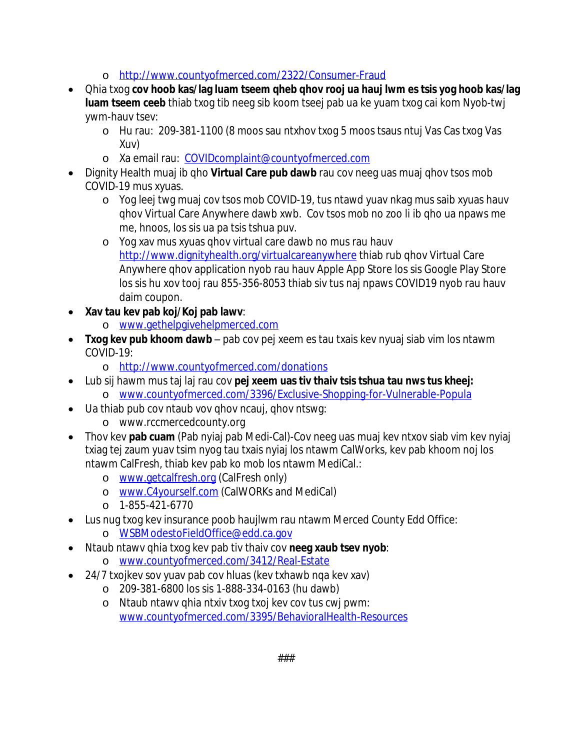- http://www.countyofmerced.com/2322/Consumer-Fraud
- Qhia txog **cov hoob kas/lag luam tseem qheb qhov rooj ua hauj lwm es tsis yog hoob kas/lag luam tseem ceeb** thiab txog tib neeg sib koom tseej pab ua ke yuam txog cai kom Nyob-twj ywm-hauv tsev:
  - Hu rau: 209-381-1100 (8 moos sau ntxhov txog 5 moos tsaus ntuj Vas Cas txog Vas Xuv)
  - Xa email rau: COVIDcomplaint@countyofmerced.com
- Dignity Health muaj ib qho **Virtual Care pub dawb** rau cov neeg uas muaj qhov tsos mob COVID-19 mus xyuas.
  - Yog leej twg muaj cov tsos mob COVID-19, tus ntawd yuav nkag mus saib xyuas hauv qhov Virtual Care Anywhere dawb xwb. Cov tsos mob no zoo li ib qho ua npaws me me, hnoos, los sis ua pa tsis tshua puv.
  - Yog xav mus xyuas qhov virtual care dawb no mus rau hauv http://www.dignityhealth.org/virtualcareanywhere thiab rub qhov Virtual Care Anywhere qhov application nyob rau hauv Apple App Store los sis Google Play Store los sis hu xov tooj rau 855-356-8053 thiab siv tus naj npaws COVID19 nyob rau hauv daim coupon.
- **Xav tau kev pab koj/Koj pab lawv**:
  - www.gethelpgivehelpmerced.com
- **Txog kev pub khoom dawb** – pab cov pej xeem es tau txais kev nyuaj siab vim los ntawm COVID-19:
  - http://www.countyofmerced.com/donations
- Lub sij hawm mus taj laj rau cov **pej xeem uas tiv thaiv tsis tshua tau nws tus kheej:**
  - www.countyofmerced.com/3396/Exclusive-Shopping-for-Vulnerable-Popula
- Ua thiab pub cov ntaub vov qhov ncauj, qhov ntswg:
  - www.rccmercedcounty.org
- Thov kev **pab cuam** (Pab nyiaj pab Medi-Cal)-Cov neeg uas muaj kev ntxov siab vim kev nyiaj txiag tej zaum yuav tsim nyog tau txais nyiaj los ntawm CalWorks, kev pab khoom noj los ntawm CalFresh, thiab kev pab ko mob los ntawm MediCal.:
  - www.getcalfresh.org (CalFresh only)
  - www.C4yourself.com (CalWORKs and MediCal)
  - 1-855-421-6770
- Lus nug txog kev insurance poob haujlwm rau ntawm Merced County Edd Office:
  - WSBModestoFieldOffice@edd.ca.gov
- Ntaub ntawv qhia txog kev pab tiv thaiv cov **neeg xaub tsev nyob**:
  - www.countyofmerced.com/3412/Real-Estate
- 24/7 txojkev sov yuav pab cov hluas (kev txhawb nqa kev xav)
  - 209-381-6800 los sis 1-888-334-0163 (hu dawb)
  - Ntaub ntawv qhia ntxiv txog txoj kev cov tus cwj pwm: www.countyofmerced.com/3395/BehavioralHealth-Resources

###